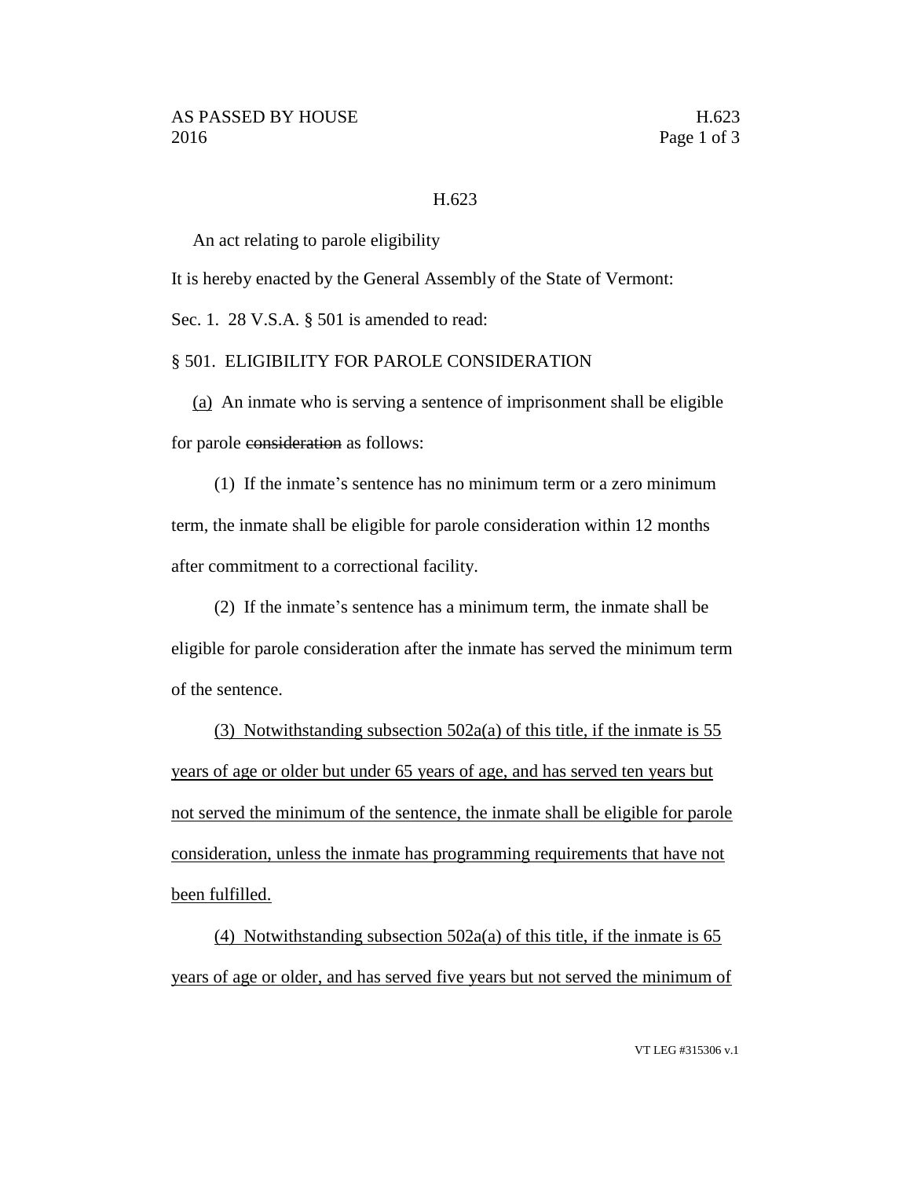H.623

An act relating to parole eligibility

It is hereby enacted by the General Assembly of the State of Vermont:

Sec. 1. 28 V.S.A. § 501 is amended to read:

§ 501. ELIGIBILITY FOR PAROLE CONSIDERATION

<u>(a)</u> An inmate who is serving a sentence of imprisonment shall be eligible for parole ~~consideration~~ as follows:

(1) If the inmate's sentence has no minimum term or a zero minimum term, the inmate shall be eligible for parole consideration within 12 months after commitment to a correctional facility.

(2) If the inmate's sentence has a minimum term, the inmate shall be eligible for parole consideration after the inmate has served the minimum term of the sentence.

<u>(3) Notwithstanding subsection 502a(a) of this title, if the inmate is 55 years of age or older but under 65 years of age, and has served ten years but not served the minimum of the sentence, the inmate shall be eligible for parole consideration, unless the inmate has programming requirements that have not been fulfilled.</u>

<u>(4) Notwithstanding subsection 502a(a) of this title, if the inmate is 65 years of age or older, and has served five years but not served the minimum of</u>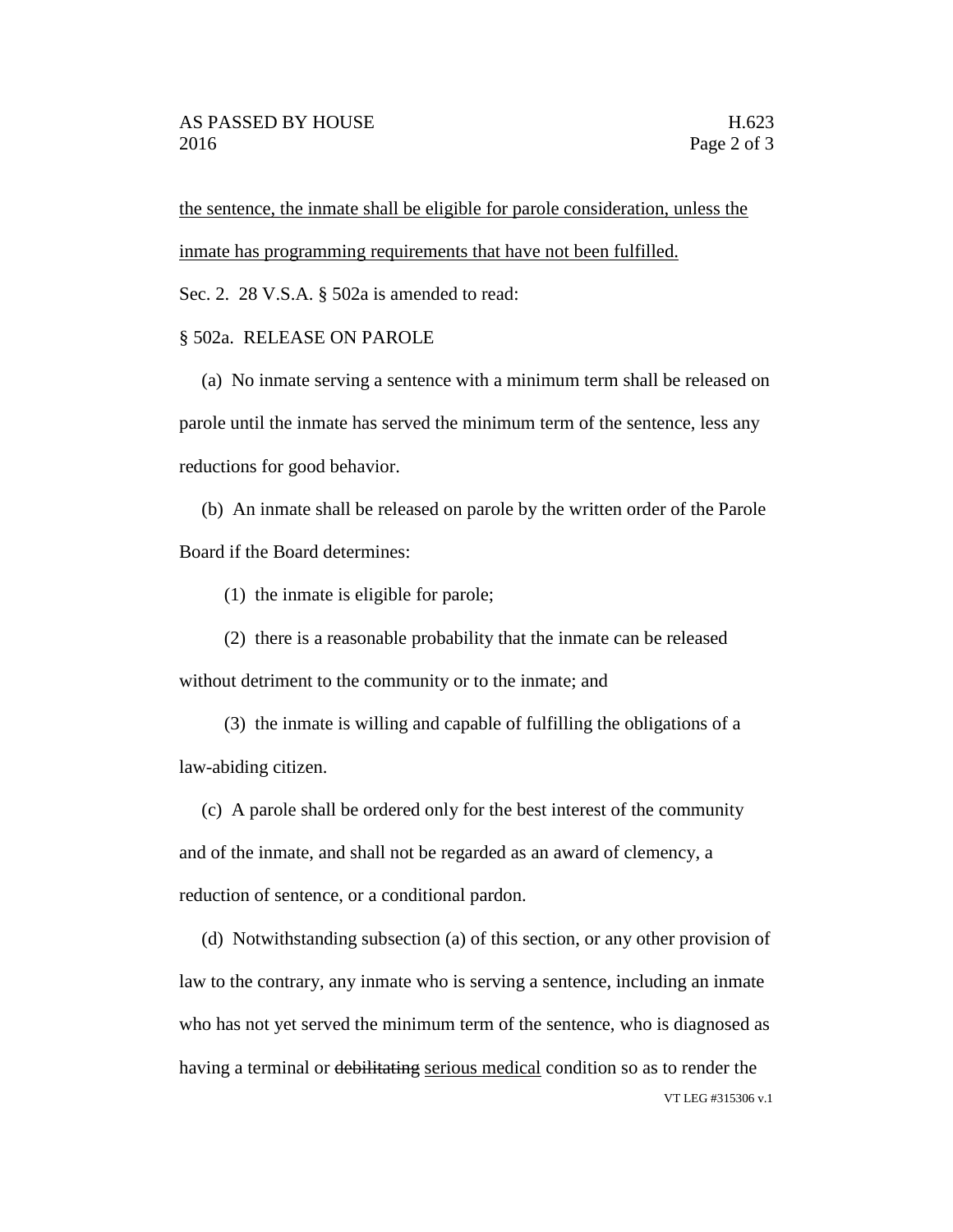<u>the sentence, the inmate shall be eligible for parole consideration, unless the inmate has programming requirements that have not been fulfilled.</u>

Sec. 2. 28 V.S.A. § 502a is amended to read:

§ 502a. RELEASE ON PAROLE

(a) No inmate serving a sentence with a minimum term shall be released on parole until the inmate has served the minimum term of the sentence, less any reductions for good behavior.

(b) An inmate shall be released on parole by the written order of the Parole Board if the Board determines:

(1) the inmate is eligible for parole;

(2) there is a reasonable probability that the inmate can be released without detriment to the community or to the inmate; and

(3) the inmate is willing and capable of fulfilling the obligations of a law-abiding citizen.

(c) A parole shall be ordered only for the best interest of the community and of the inmate, and shall not be regarded as an award of clemency, a reduction of sentence, or a conditional pardon.

(d) Notwithstanding subsection (a) of this section, or any other provision of law to the contrary, any inmate who is serving a sentence, including an inmate who has not yet served the minimum term of the sentence, who is diagnosed as having a terminal or ~~debilitating~~ <u>serious medical</u> condition so as to render the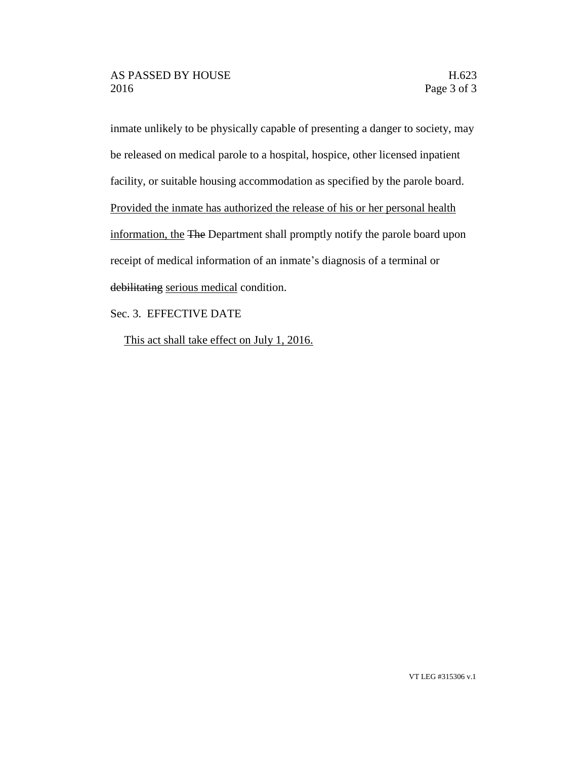inmate unlikely to be physically capable of presenting a danger to society, may be released on medical parole to a hospital, hospice, other licensed inpatient facility, or suitable housing accommodation as specified by the parole board. <u>Provided the inmate has authorized the release of his or her personal health information, the</u> ~~The~~ Department shall promptly notify the parole board upon receipt of medical information of an inmate's diagnosis of a terminal or ~~debilitating~~ <u>serious medical</u> condition.

Sec. 3. EFFECTIVE DATE

<u>This act shall take effect on July 1, 2016.</u>